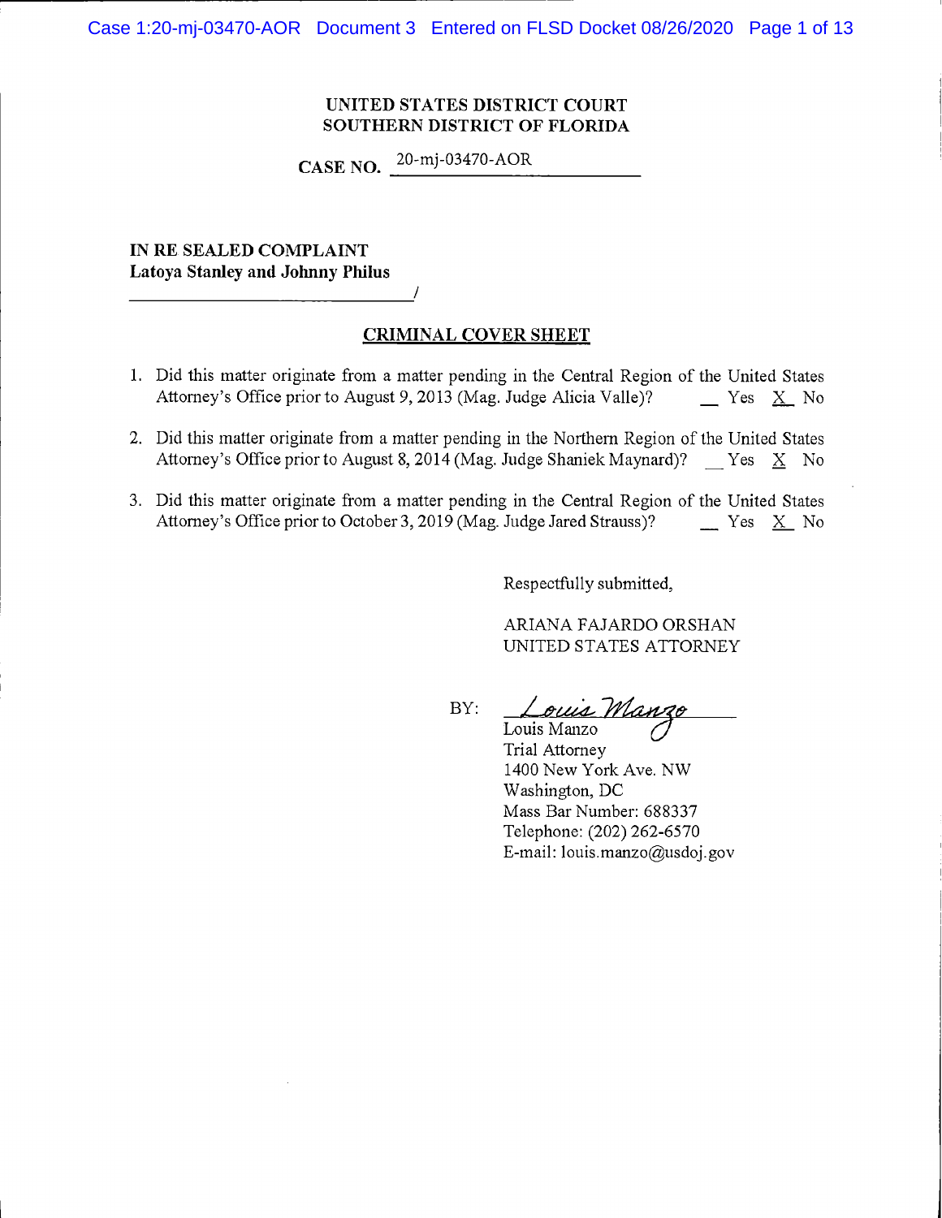**UNITED STATES DISTRICT COURT**
**SOUTHERN DISTRICT OF FLORIDA**

**CASE NO.** 20-mj-03470-AOR

**IN RE SEALED COMPLAINT**
**Latoya Stanley and Johnny Philus**
______________________________/

## CRIMINAL COVER SHEET

1. Did this matter originate from a matter pending in the Central Region of the United States Attorney's Office prior to August 9, 2013 (Mag. Judge Alicia Valle)? __ Yes X No

2. Did this matter originate from a matter pending in the Northern Region of the United States Attorney's Office prior to August 8, 2014 (Mag. Judge Shaniek Maynard)? __ Yes X No

3. Did this matter originate from a matter pending in the Central Region of the United States Attorney's Office prior to October 3, 2019 (Mag. Judge Jared Strauss)? __ Yes X No

Respectfully submitted,

ARIANA FAJARDO ORSHAN
UNITED STATES ATTORNEY

BY: *Louis Manzo*
Louis Manzo
Trial Attorney
1400 New York Ave. NW
Washington, DC
Mass Bar Number: 688337
Telephone: (202) 262-6570
E-mail: louis.manzo@usdoj.gov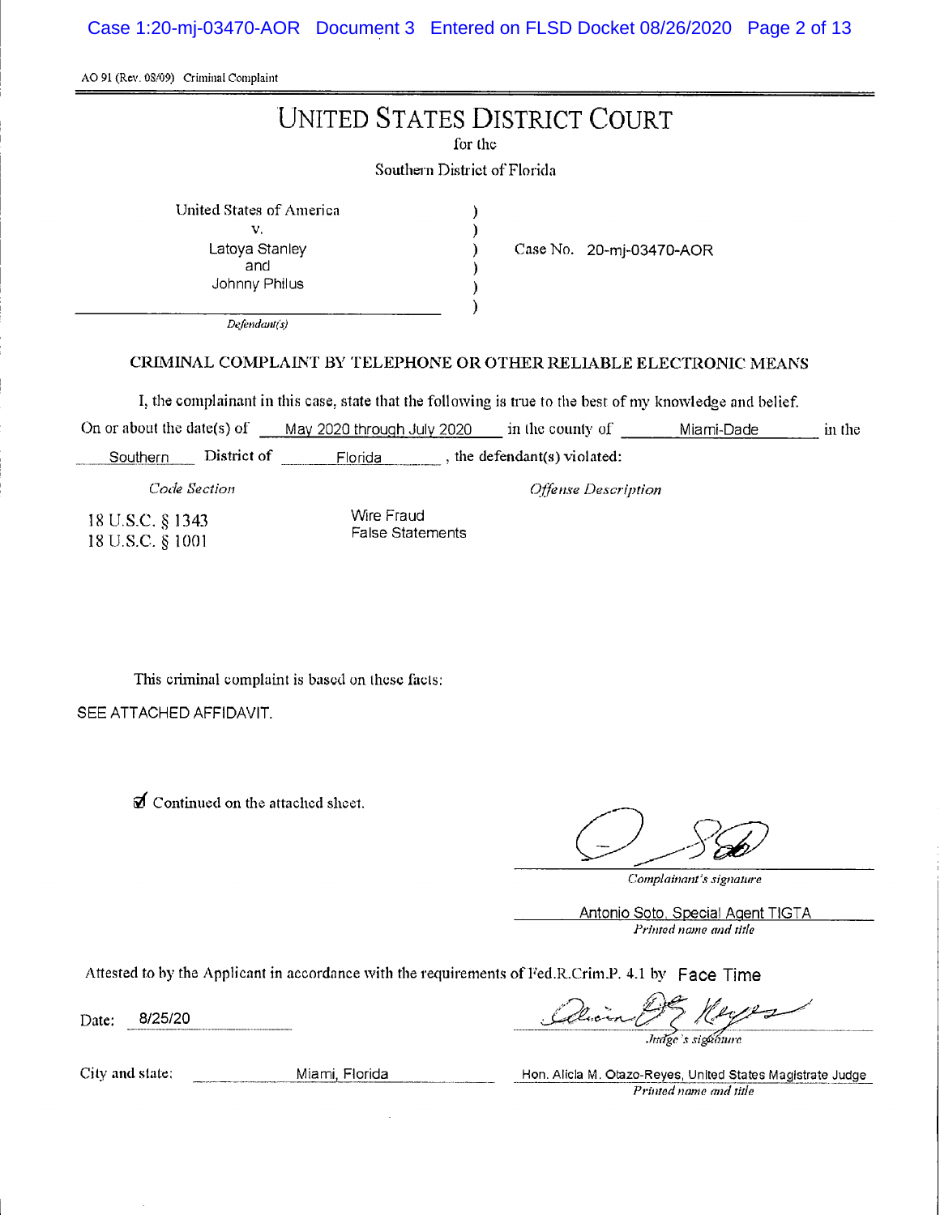AO 91 (Rev. 08/09) Criminal Complaint

# UNITED STATES DISTRICT COURT

for the

Southern District of Florida

| | | |
|---|---|---|
| United States of America<br>v.<br>Latoya Stanley<br>and<br>Johnny Philus | ) | Case No. 20-mj-03470-AOR |
| *Defendant(s)* | | |

## CRIMINAL COMPLAINT BY TELEPHONE OR OTHER RELIABLE ELECTRONIC MEANS

I, the complainant in this case, state that the following is true to the best of my knowledge and belief.

On or about the date(s) of May 2020 through July 2020 in the county of Miami-Dade in the Southern District of Florida, the defendant(s) violated:

| *Code Section* | *Offense Description* |
|---|---|
| 18 U.S.C. § 1343 | Wire Fraud |
| 18 U.S.C. § 1001 | False Statements |

This criminal complaint is based on these facts:

SEE ATTACHED AFFIDAVIT.

☑ Continued on the attached sheet.

*Complainant's signature*

Antonio Soto, Special Agent TIGTA

*Printed name and title*

Attested to by the Applicant in accordance with the requirements of Fed.R.Crim.P. 4.1 by Face Time

Date: 8/25/20

*Judge's signature*

City and state: Miami, Florida

Hon. Alicia M. Otazo-Reyes, United States Magistrate Judge

*Printed name and title*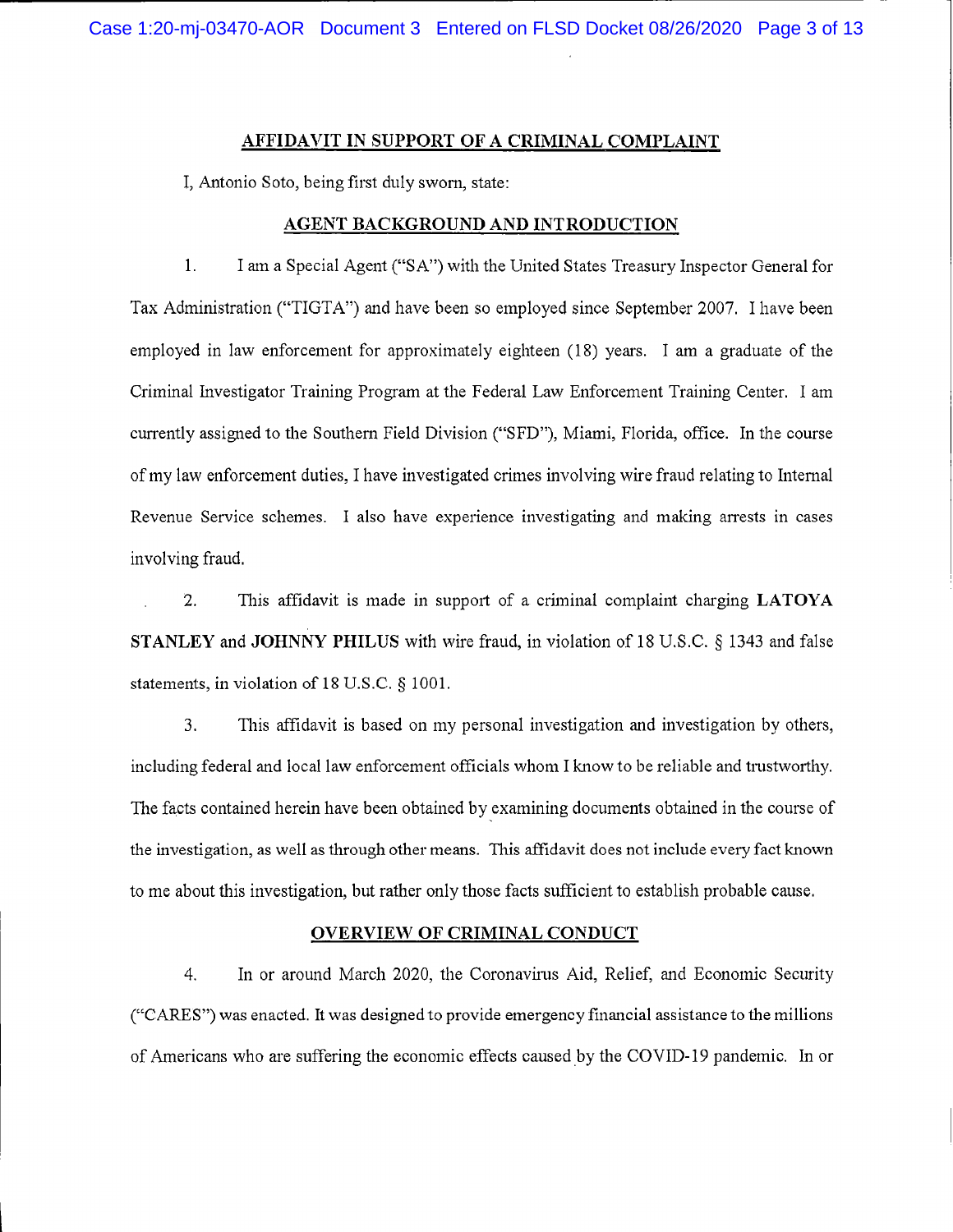## AFFIDAVIT IN SUPPORT OF A CRIMINAL COMPLAINT

I, Antonio Soto, being first duly sworn, state:

## AGENT BACKGROUND AND INTRODUCTION

1. I am a Special Agent ("SA") with the United States Treasury Inspector General for Tax Administration ("TIGTA") and have been so employed since September 2007. I have been employed in law enforcement for approximately eighteen (18) years. I am a graduate of the Criminal Investigator Training Program at the Federal Law Enforcement Training Center. I am currently assigned to the Southern Field Division ("SFD"), Miami, Florida, office. In the course of my law enforcement duties, I have investigated crimes involving wire fraud relating to Internal Revenue Service schemes. I also have experience investigating and making arrests in cases involving fraud.

2. This affidavit is made in support of a criminal complaint charging **LATOYA STANLEY** and **JOHNNY PHILUS** with wire fraud, in violation of 18 U.S.C. § 1343 and false statements, in violation of 18 U.S.C. § 1001.

3. This affidavit is based on my personal investigation and investigation by others, including federal and local law enforcement officials whom I know to be reliable and trustworthy. The facts contained herein have been obtained by examining documents obtained in the course of the investigation, as well as through other means. This affidavit does not include every fact known to me about this investigation, but rather only those facts sufficient to establish probable cause.

## OVERVIEW OF CRIMINAL CONDUCT

4. In or around March 2020, the Coronavirus Aid, Relief, and Economic Security ("CARES") was enacted. It was designed to provide emergency financial assistance to the millions of Americans who are suffering the economic effects caused by the COVID-19 pandemic. In or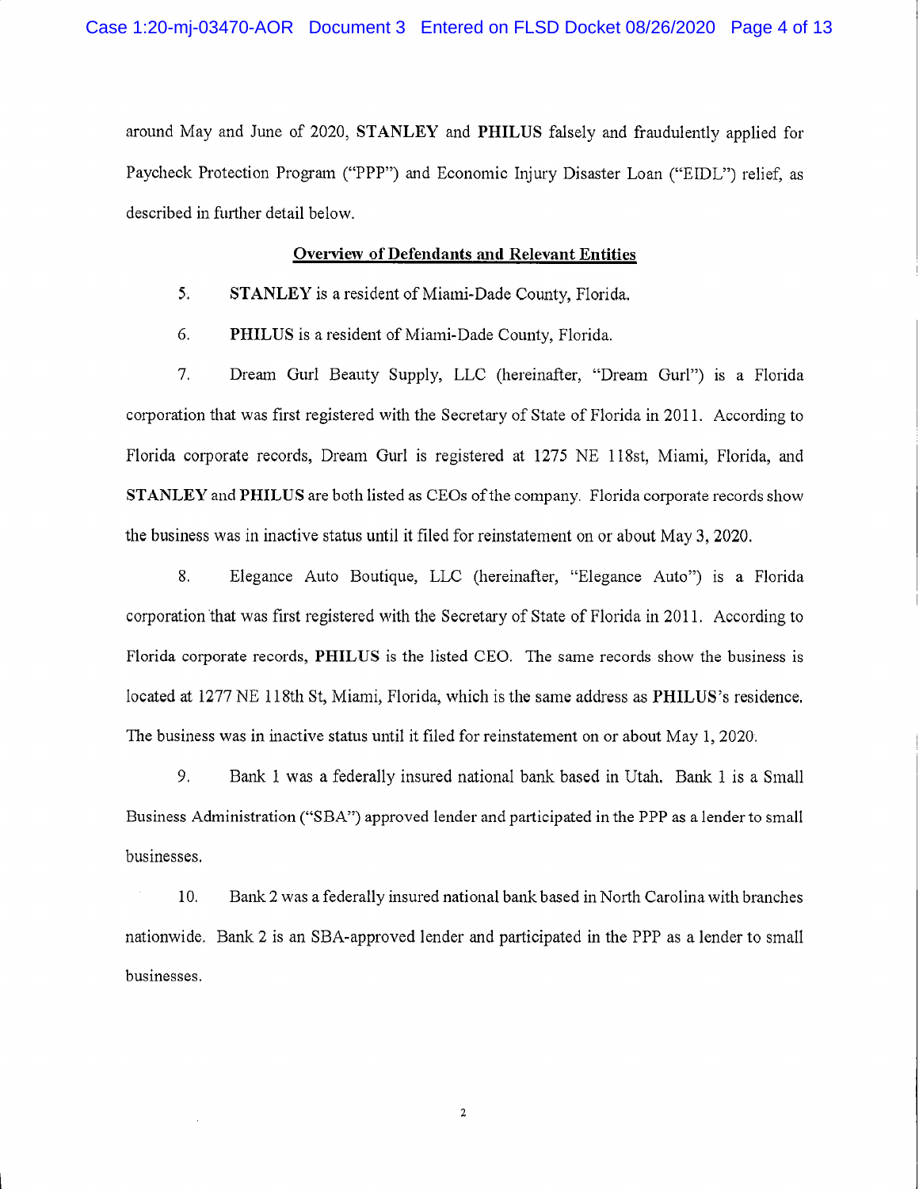around May and June of 2020, **STANLEY** and **PHILUS** falsely and fraudulently applied for Paycheck Protection Program ("PPP") and Economic Injury Disaster Loan ("EIDL") relief, as described in further detail below.

## Overview of Defendants and Relevant Entities

5. **STANLEY** is a resident of Miami-Dade County, Florida.

6. **PHILUS** is a resident of Miami-Dade County, Florida.

7. Dream Gurl Beauty Supply, LLC (hereinafter, "Dream Gurl") is a Florida corporation that was first registered with the Secretary of State of Florida in 2011. According to Florida corporate records, Dream Gurl is registered at 1275 NE 118st, Miami, Florida, and **STANLEY** and **PHILUS** are both listed as CEOs of the company. Florida corporate records show the business was in inactive status until it filed for reinstatement on or about May 3, 2020.

8. Elegance Auto Boutique, LLC (hereinafter, "Elegance Auto") is a Florida corporation that was first registered with the Secretary of State of Florida in 2011. According to Florida corporate records, **PHILUS** is the listed CEO. The same records show the business is located at 1277 NE 118th St, Miami, Florida, which is the same address as **PHILUS**'s residence. The business was in inactive status until it filed for reinstatement on or about May 1, 2020.

9. Bank 1 was a federally insured national bank based in Utah. Bank 1 is a Small Business Administration ("SBA") approved lender and participated in the PPP as a lender to small businesses.

10. Bank 2 was a federally insured national bank based in North Carolina with branches nationwide. Bank 2 is an SBA-approved lender and participated in the PPP as a lender to small businesses.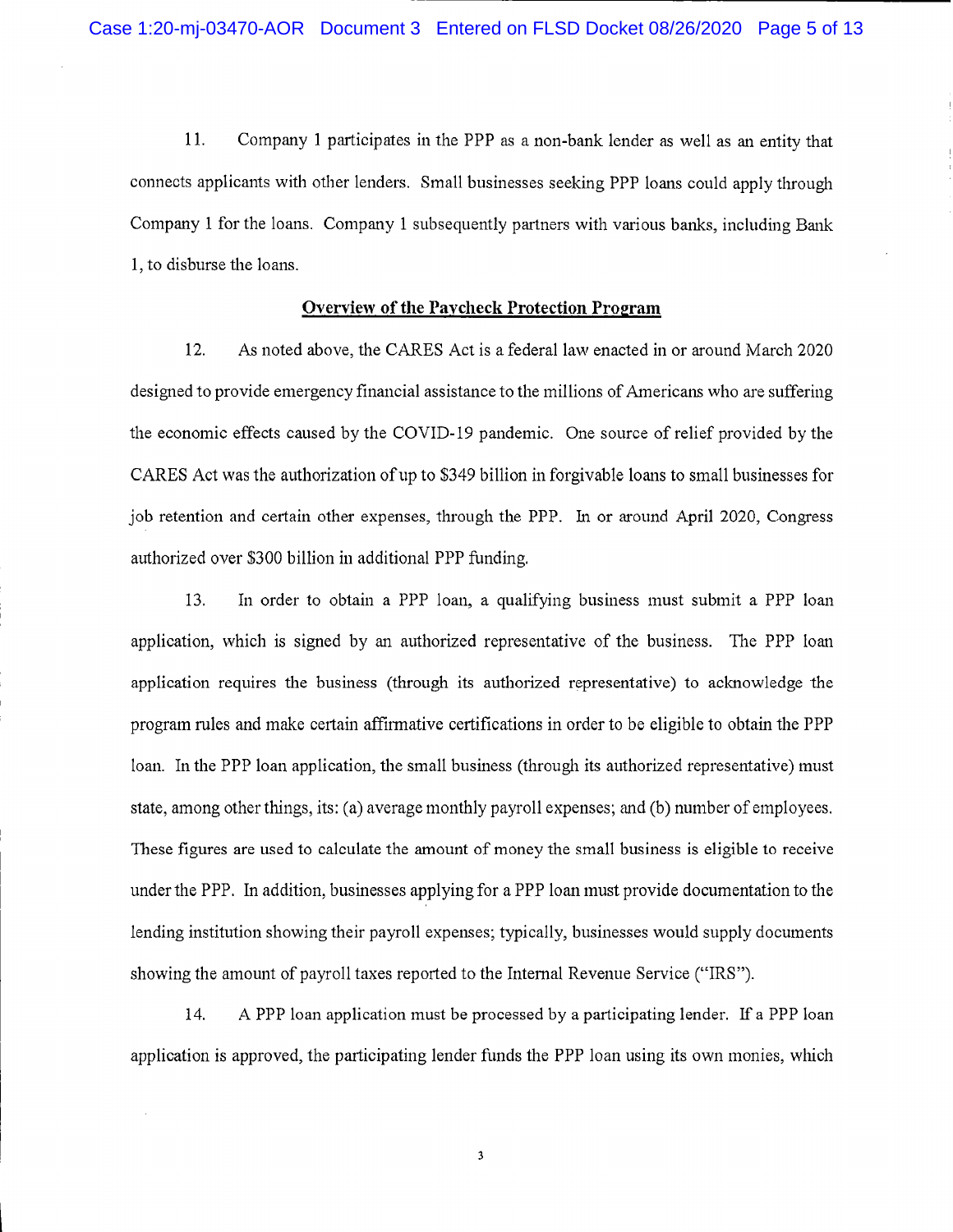11. Company 1 participates in the PPP as a non-bank lender as well as an entity that connects applicants with other lenders. Small businesses seeking PPP loans could apply through Company 1 for the loans. Company 1 subsequently partners with various banks, including Bank 1, to disburse the loans.

## Overview of the Paycheck Protection Program

12. As noted above, the CARES Act is a federal law enacted in or around March 2020 designed to provide emergency financial assistance to the millions of Americans who are suffering the economic effects caused by the COVID-19 pandemic. One source of relief provided by the CARES Act was the authorization of up to $349 billion in forgivable loans to small businesses for job retention and certain other expenses, through the PPP. In or around April 2020, Congress authorized over $300 billion in additional PPP funding.

13. In order to obtain a PPP loan, a qualifying business must submit a PPP loan application, which is signed by an authorized representative of the business. The PPP loan application requires the business (through its authorized representative) to acknowledge the program rules and make certain affirmative certifications in order to be eligible to obtain the PPP loan. In the PPP loan application, the small business (through its authorized representative) must state, among other things, its: (a) average monthly payroll expenses; and (b) number of employees. These figures are used to calculate the amount of money the small business is eligible to receive under the PPP. In addition, businesses applying for a PPP loan must provide documentation to the lending institution showing their payroll expenses; typically, businesses would supply documents showing the amount of payroll taxes reported to the Internal Revenue Service ("IRS").

14. A PPP loan application must be processed by a participating lender. If a PPP loan application is approved, the participating lender funds the PPP loan using its own monies, which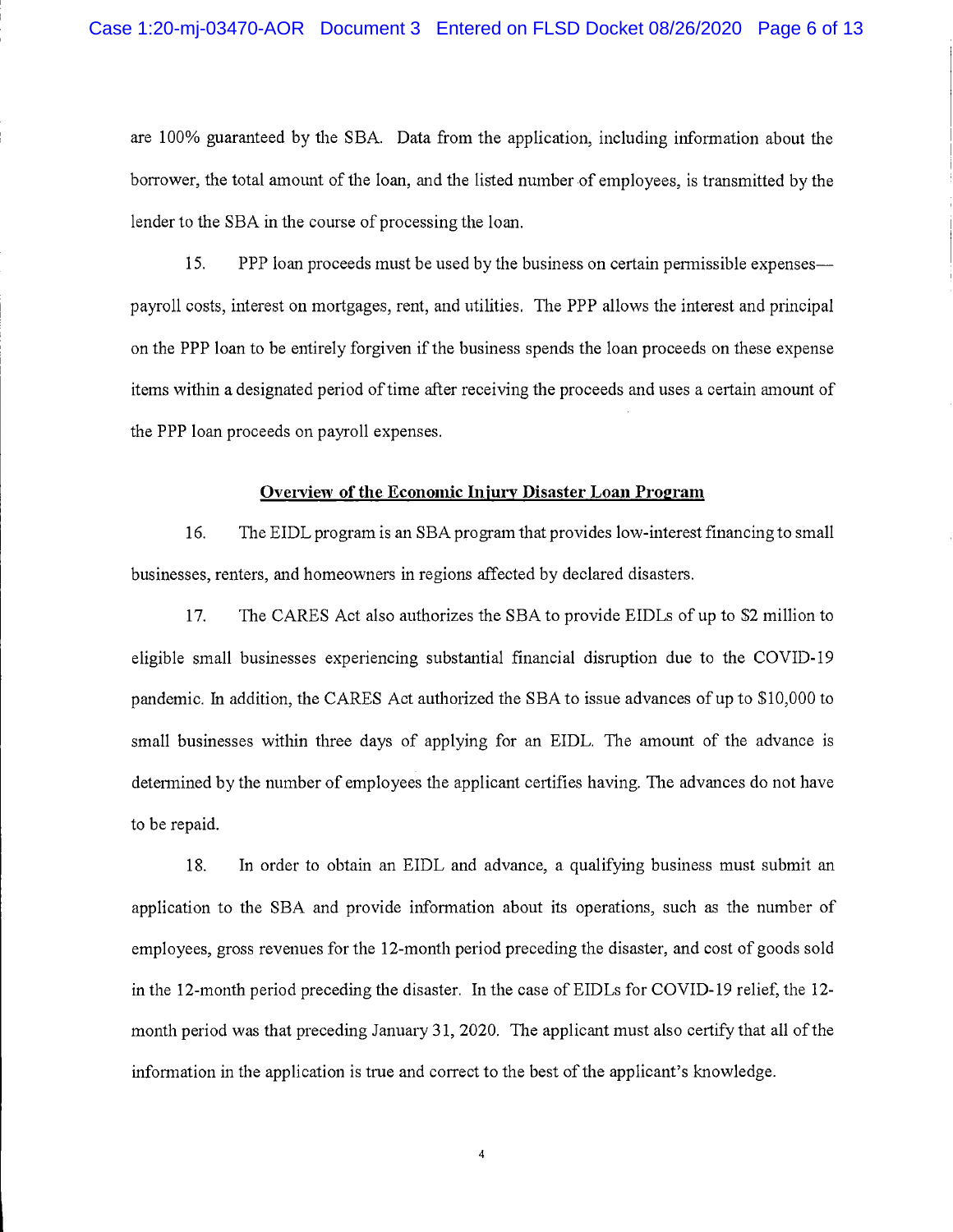are 100% guaranteed by the SBA. Data from the application, including information about the borrower, the total amount of the loan, and the listed number of employees, is transmitted by the lender to the SBA in the course of processing the loan.

15. PPP loan proceeds must be used by the business on certain permissible expenses—payroll costs, interest on mortgages, rent, and utilities. The PPP allows the interest and principal on the PPP loan to be entirely forgiven if the business spends the loan proceeds on these expense items within a designated period of time after receiving the proceeds and uses a certain amount of the PPP loan proceeds on payroll expenses.

## Overview of the Economic Injury Disaster Loan Program

16. The EIDL program is an SBA program that provides low-interest financing to small businesses, renters, and homeowners in regions affected by declared disasters.

17. The CARES Act also authorizes the SBA to provide EIDLs of up to $2 million to eligible small businesses experiencing substantial financial disruption due to the COVID-19 pandemic. In addition, the CARES Act authorized the SBA to issue advances of up to $10,000 to small businesses within three days of applying for an EIDL. The amount of the advance is determined by the number of employees the applicant certifies having. The advances do not have to be repaid.

18. In order to obtain an EIDL and advance, a qualifying business must submit an application to the SBA and provide information about its operations, such as the number of employees, gross revenues for the 12-month period preceding the disaster, and cost of goods sold in the 12-month period preceding the disaster. In the case of EIDLs for COVID-19 relief, the 12-month period was that preceding January 31, 2020. The applicant must also certify that all of the information in the application is true and correct to the best of the applicant's knowledge.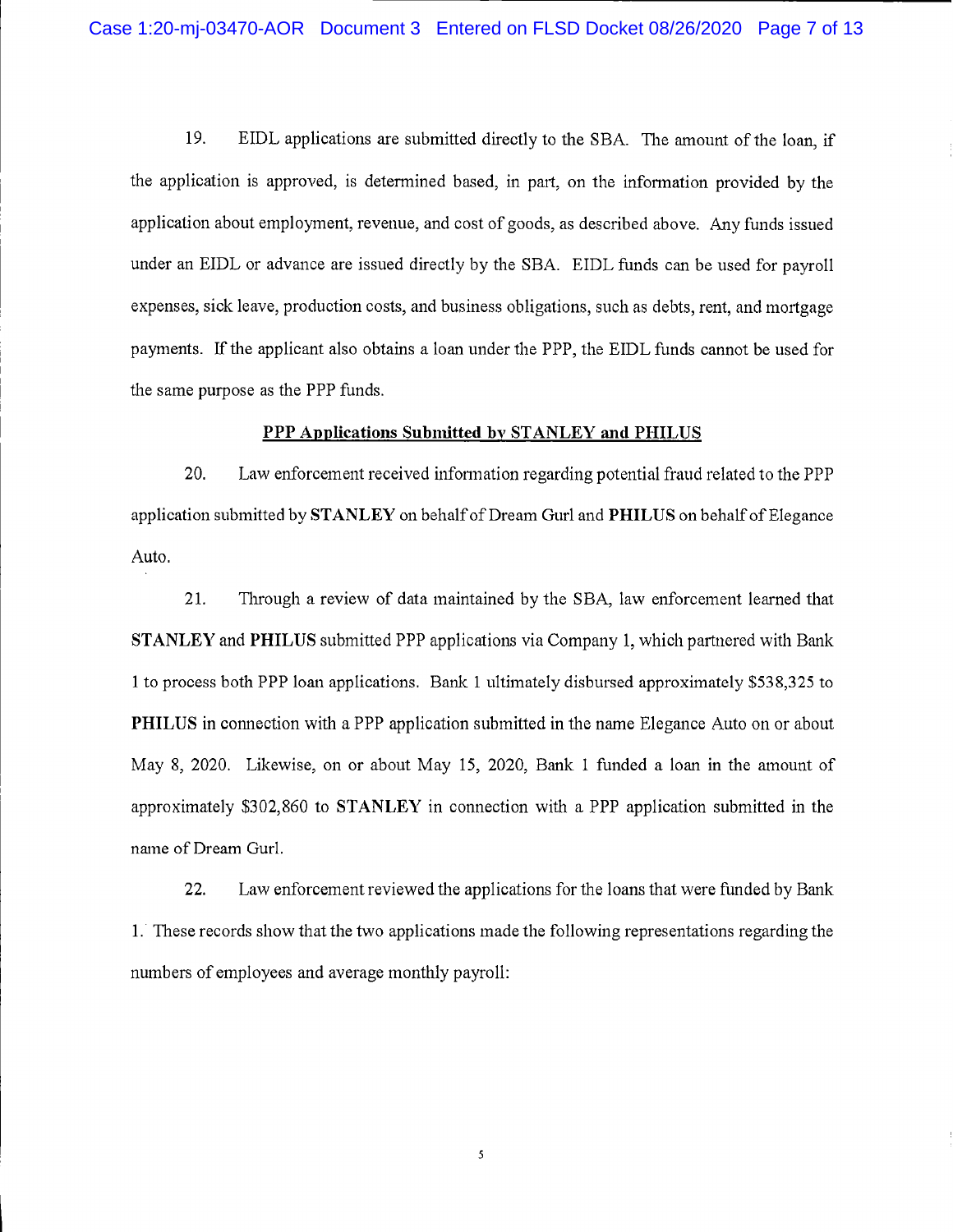19. EIDL applications are submitted directly to the SBA. The amount of the loan, if the application is approved, is determined based, in part, on the information provided by the application about employment, revenue, and cost of goods, as described above. Any funds issued under an EIDL or advance are issued directly by the SBA. EIDL funds can be used for payroll expenses, sick leave, production costs, and business obligations, such as debts, rent, and mortgage payments. If the applicant also obtains a loan under the PPP, the EIDL funds cannot be used for the same purpose as the PPP funds.

**PPP Applications Submitted by STANLEY and PHILUS**

20. Law enforcement received information regarding potential fraud related to the PPP application submitted by **STANLEY** on behalf of Dream Gurl and **PHILUS** on behalf of Elegance Auto.

21. Through a review of data maintained by the SBA, law enforcement learned that **STANLEY** and **PHILUS** submitted PPP applications via Company 1, which partnered with Bank 1 to process both PPP loan applications. Bank 1 ultimately disbursed approximately $538,325 to **PHILUS** in connection with a PPP application submitted in the name Elegance Auto on or about May 8, 2020. Likewise, on or about May 15, 2020, Bank 1 funded a loan in the amount of approximately $302,860 to **STANLEY** in connection with a PPP application submitted in the name of Dream Gurl.

22. Law enforcement reviewed the applications for the loans that were funded by Bank 1. These records show that the two applications made the following representations regarding the numbers of employees and average monthly payroll: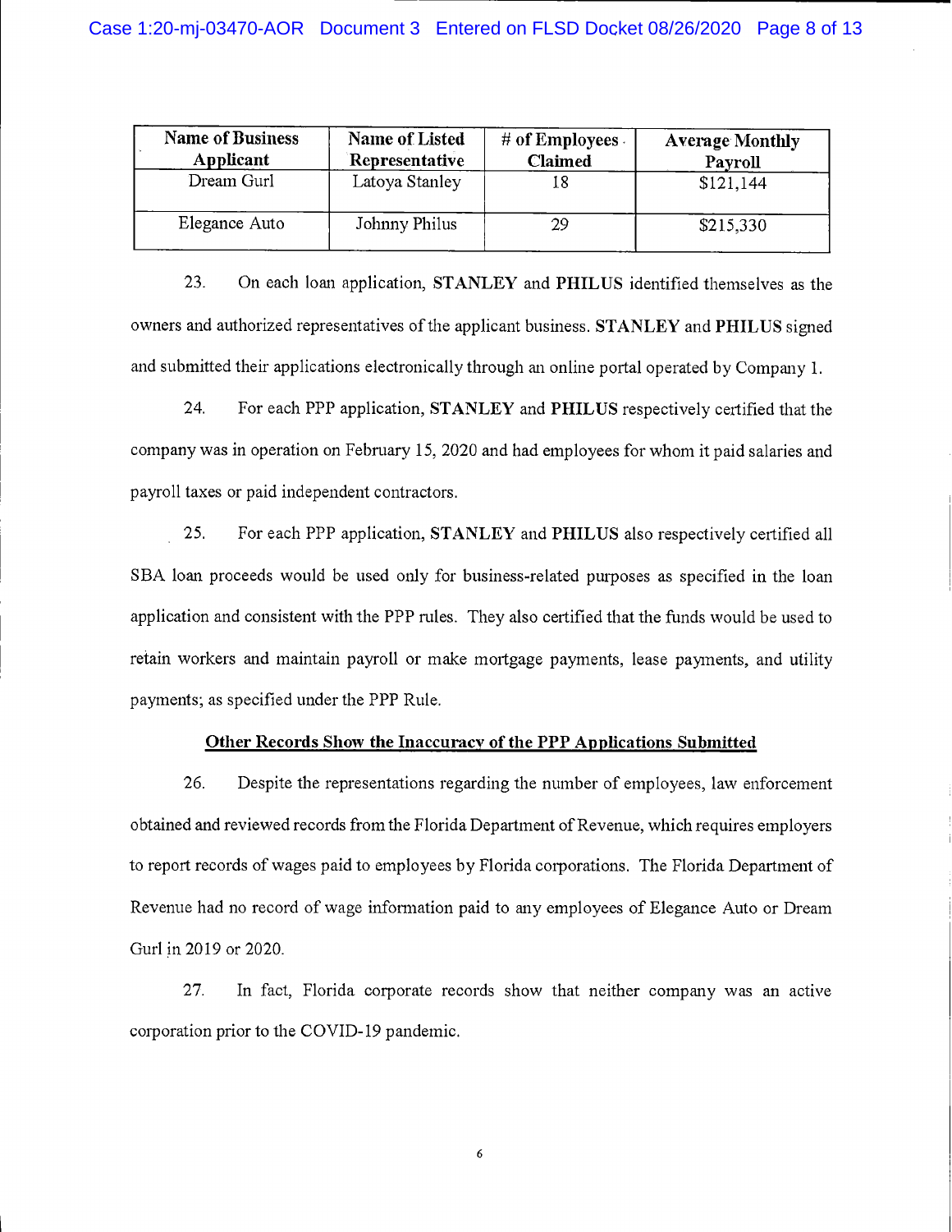| Name of Business Applicant | Name of Listed Representative | # of Employees Claimed | Average Monthly Payroll |
|---|---|---|---|
| Dream Gurl | Latoya Stanley | 18 | $121,144 |
| Elegance Auto | Johnny Philus | 29 | $215,330 |

23. On each loan application, **STANLEY** and **PHILUS** identified themselves as the owners and authorized representatives of the applicant business. **STANLEY** and **PHILUS** signed and submitted their applications electronically through an online portal operated by Company 1.

24. For each PPP application, **STANLEY** and **PHILUS** respectively certified that the company was in operation on February 15, 2020 and had employees for whom it paid salaries and payroll taxes or paid independent contractors.

25. For each PPP application, **STANLEY** and **PHILUS** also respectively certified all SBA loan proceeds would be used only for business-related purposes as specified in the loan application and consistent with the PPP rules. They also certified that the funds would be used to retain workers and maintain payroll or make mortgage payments, lease payments, and utility payments; as specified under the PPP Rule.

**Other Records Show the Inaccuracy of the PPP Applications Submitted**

26. Despite the representations regarding the number of employees, law enforcement obtained and reviewed records from the Florida Department of Revenue, which requires employers to report records of wages paid to employees by Florida corporations. The Florida Department of Revenue had no record of wage information paid to any employees of Elegance Auto or Dream Gurl in 2019 or 2020.

27. In fact, Florida corporate records show that neither company was an active corporation prior to the COVID-19 pandemic.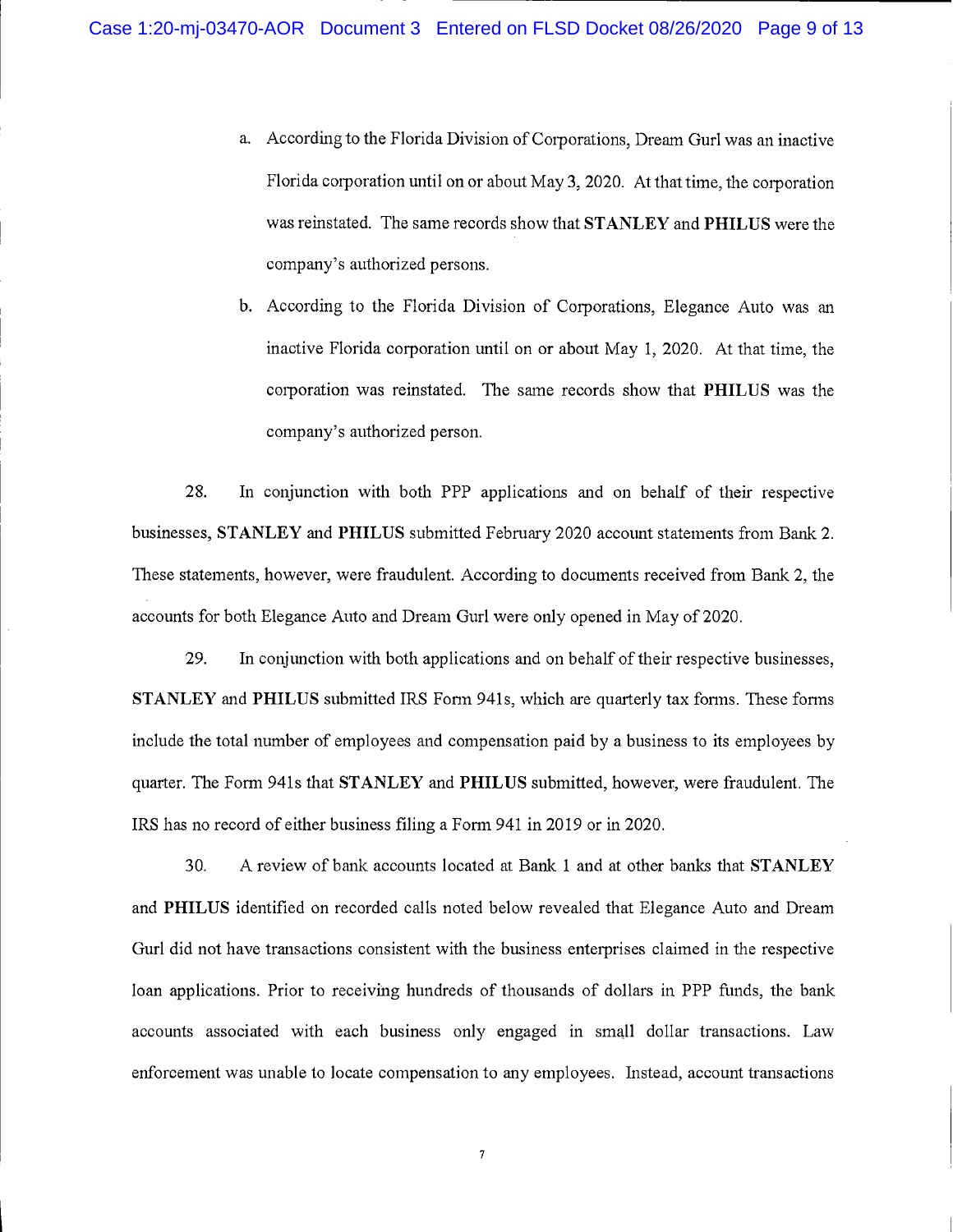a. According to the Florida Division of Corporations, Dream Gurl was an inactive Florida corporation until on or about May 3, 2020. At that time, the corporation was reinstated. The same records show that **STANLEY** and **PHILUS** were the company's authorized persons.

b. According to the Florida Division of Corporations, Elegance Auto was an inactive Florida corporation until on or about May 1, 2020. At that time, the corporation was reinstated. The same records show that **PHILUS** was the company's authorized person.

28. In conjunction with both PPP applications and on behalf of their respective businesses, **STANLEY** and **PHILUS** submitted February 2020 account statements from Bank 2. These statements, however, were fraudulent. According to documents received from Bank 2, the accounts for both Elegance Auto and Dream Gurl were only opened in May of 2020.

29. In conjunction with both applications and on behalf of their respective businesses, **STANLEY** and **PHILUS** submitted IRS Form 941s, which are quarterly tax forms. These forms include the total number of employees and compensation paid by a business to its employees by quarter. The Form 941s that **STANLEY** and **PHILUS** submitted, however, were fraudulent. The IRS has no record of either business filing a Form 941 in 2019 or in 2020.

30. A review of bank accounts located at Bank 1 and at other banks that **STANLEY** and **PHILUS** identified on recorded calls noted below revealed that Elegance Auto and Dream Gurl did not have transactions consistent with the business enterprises claimed in the respective loan applications. Prior to receiving hundreds of thousands of dollars in PPP funds, the bank accounts associated with each business only engaged in small dollar transactions. Law enforcement was unable to locate compensation to any employees. Instead, account transactions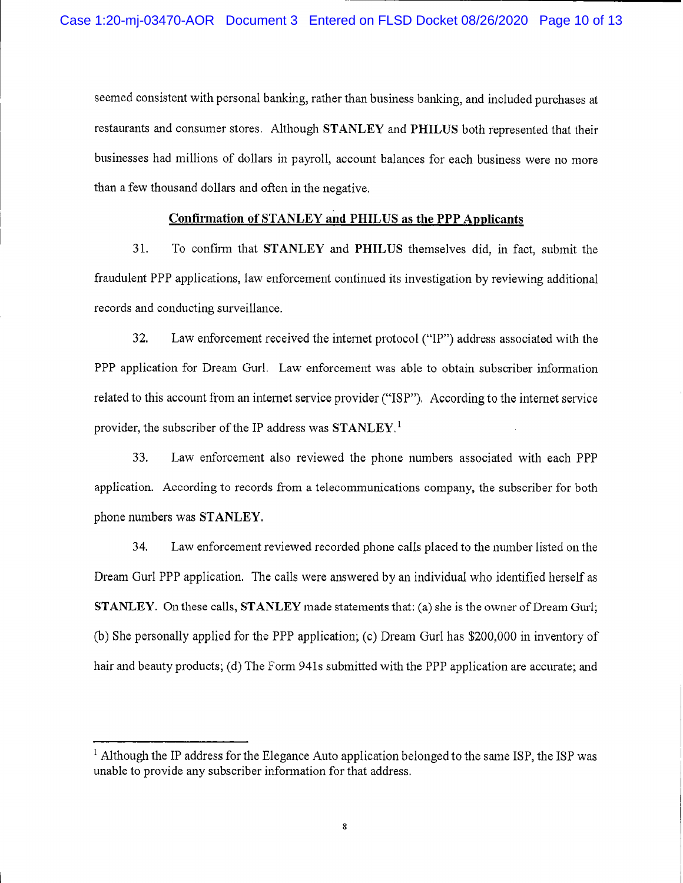seemed consistent with personal banking, rather than business banking, and included purchases at restaurants and consumer stores. Although **STANLEY** and **PHILUS** both represented that their businesses had millions of dollars in payroll, account balances for each business were no more than a few thousand dollars and often in the negative.

**Confirmation of STANLEY and PHILUS as the PPP Applicants**

31. To confirm that **STANLEY** and **PHILUS** themselves did, in fact, submit the fraudulent PPP applications, law enforcement continued its investigation by reviewing additional records and conducting surveillance.

32. Law enforcement received the internet protocol ("IP") address associated with the PPP application for Dream Gurl. Law enforcement was able to obtain subscriber information related to this account from an internet service provider ("ISP"). According to the internet service provider, the subscriber of the IP address was **STANLEY**.[1]

33. Law enforcement also reviewed the phone numbers associated with each PPP application. According to records from a telecommunications company, the subscriber for both phone numbers was **STANLEY**.

34. Law enforcement reviewed recorded phone calls placed to the number listed on the Dream Gurl PPP application. The calls were answered by an individual who identified herself as **STANLEY**. On these calls, **STANLEY** made statements that: (a) she is the owner of Dream Gurl; (b) She personally applied for the PPP application; (c) Dream Gurl has $200,000 in inventory of hair and beauty products; (d) The Form 941s submitted with the PPP application are accurate; and

---

[1] Although the IP address for the Elegance Auto application belonged to the same ISP, the ISP was unable to provide any subscriber information for that address.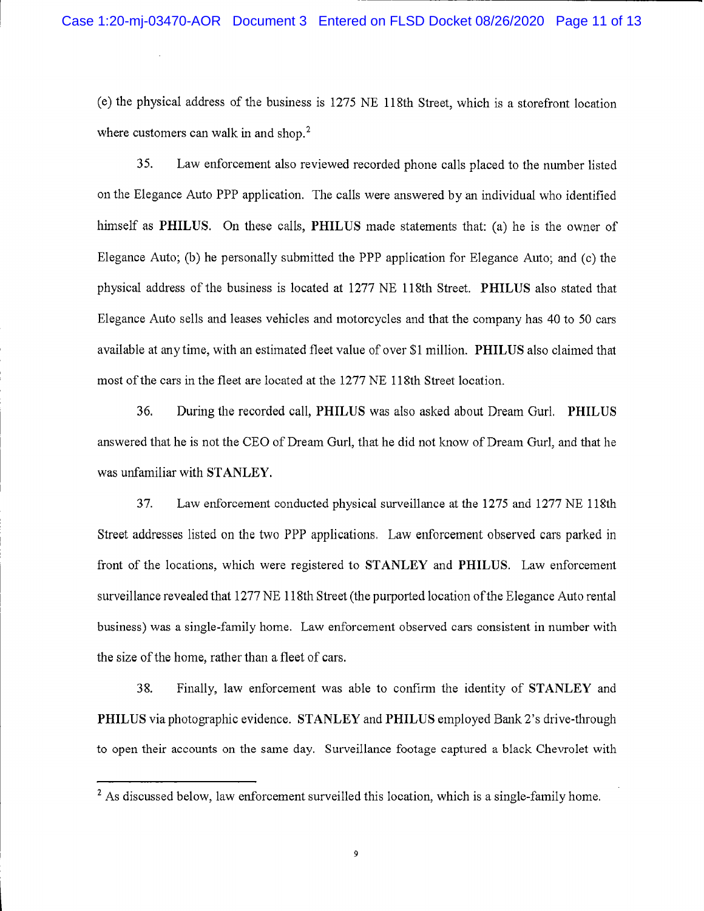(e) the physical address of the business is 1275 NE 118th Street, which is a storefront location where customers can walk in and shop.[2]

35. Law enforcement also reviewed recorded phone calls placed to the number listed on the Elegance Auto PPP application. The calls were answered by an individual who identified himself as **PHILUS**. On these calls, **PHILUS** made statements that: (a) he is the owner of Elegance Auto; (b) he personally submitted the PPP application for Elegance Auto; and (c) the physical address of the business is located at 1277 NE 118th Street. **PHILUS** also stated that Elegance Auto sells and leases vehicles and motorcycles and that the company has 40 to 50 cars available at any time, with an estimated fleet value of over $1 million. **PHILUS** also claimed that most of the cars in the fleet are located at the 1277 NE 118th Street location.

36. During the recorded call, **PHILUS** was also asked about Dream Gurl. **PHILUS** answered that he is not the CEO of Dream Gurl, that he did not know of Dream Gurl, and that he was unfamiliar with **STANLEY**.

37. Law enforcement conducted physical surveillance at the 1275 and 1277 NE 118th Street addresses listed on the two PPP applications. Law enforcement observed cars parked in front of the locations, which were registered to **STANLEY** and **PHILUS**. Law enforcement surveillance revealed that 1277 NE 118th Street (the purported location of the Elegance Auto rental business) was a single-family home. Law enforcement observed cars consistent in number with the size of the home, rather than a fleet of cars.

38. Finally, law enforcement was able to confirm the identity of **STANLEY** and **PHILUS** via photographic evidence. **STANLEY** and **PHILUS** employed Bank 2's drive-through to open their accounts on the same day. Surveillance footage captured a black Chevrolet with

---

[2] As discussed below, law enforcement surveilled this location, which is a single-family home.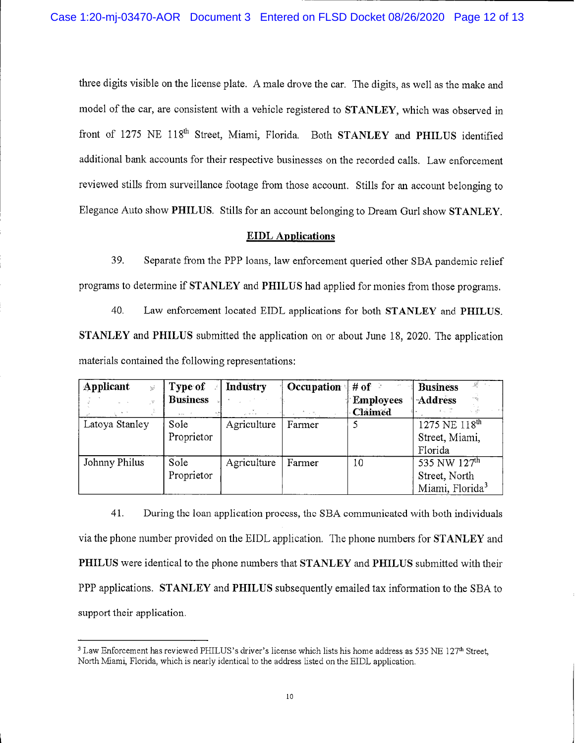three digits visible on the license plate. A male drove the car. The digits, as well as the make and model of the car, are consistent with a vehicle registered to **STANLEY**, which was observed in front of 1275 NE 118th Street, Miami, Florida. Both **STANLEY** and **PHILUS** identified additional bank accounts for their respective businesses on the recorded calls. Law enforcement reviewed stills from surveillance footage from those account. Stills for an account belonging to Elegance Auto show **PHILUS**. Stills for an account belonging to Dream Gurl show **STANLEY**.

**EIDL Applications**

39. Separate from the PPP loans, law enforcement queried other SBA pandemic relief programs to determine if **STANLEY** and **PHILUS** had applied for monies from those programs.

40. Law enforcement located EIDL applications for both **STANLEY** and **PHILUS**. **STANLEY** and **PHILUS** submitted the application on or about June 18, 2020. The application materials contained the following representations:

| Applicant | Type of Business | Industry | Occupation | # of Employees Claimed | Business Address |
|---|---|---|---|---|---|
| Latoya Stanley | Sole Proprietor | Agriculture | Farmer | 5 | 1275 NE 118th Street, Miami, Florida |
| Johnny Philus | Sole Proprietor | Agriculture | Farmer | 10 | 535 NW 127th Street, North Miami, Florida[3] |

41. During the loan application process, the SBA communicated with both individuals via the phone number provided on the EIDL application. The phone numbers for **STANLEY** and **PHILUS** were identical to the phone numbers that **STANLEY** and **PHILUS** submitted with their PPP applications. **STANLEY** and **PHILUS** subsequently emailed tax information to the SBA to support their application.

[3] Law Enforcement has reviewed PHILUS's driver's license which lists his home address as 535 NE 127th Street, North Miami, Florida, which is nearly identical to the address listed on the EIDL application.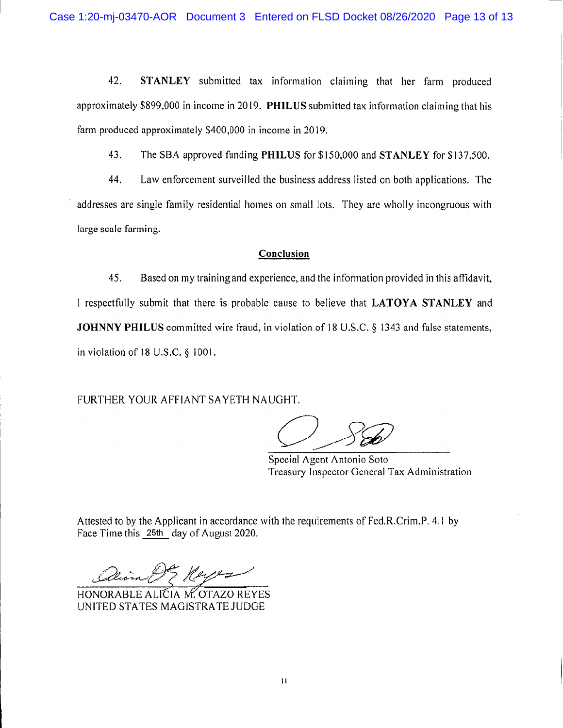42. **STANLEY** submitted tax information claiming that her farm produced approximately $899,000 in income in 2019. **PHILUS** submitted tax information claiming that his farm produced approximately $400,000 in income in 2019.

43. The SBA approved funding **PHILUS** for $150,000 and **STANLEY** for $137,500.

44. Law enforcement surveilled the business address listed on both applications. The addresses are single family residential homes on small lots. They are wholly incongruous with large scale farming.

## Conclusion

45. Based on my training and experience, and the information provided in this affidavit, I respectfully submit that there is probable cause to believe that **LATOYA STANLEY** and **JOHNNY PHILUS** committed wire fraud, in violation of 18 U.S.C. § 1343 and false statements, in violation of 18 U.S.C. § 1001.

FURTHER YOUR AFFIANT SAYETH NAUGHT.

Special Agent Antonio Soto
Treasury Inspector General Tax Administration

Attested to by the Applicant in accordance with the requirements of Fed.R.Crim.P. 4.1 by Face Time this 25th day of August 2020.

HONORABLE ALICIA M. OTAZO REYES
UNITED STATES MAGISTRATE JUDGE